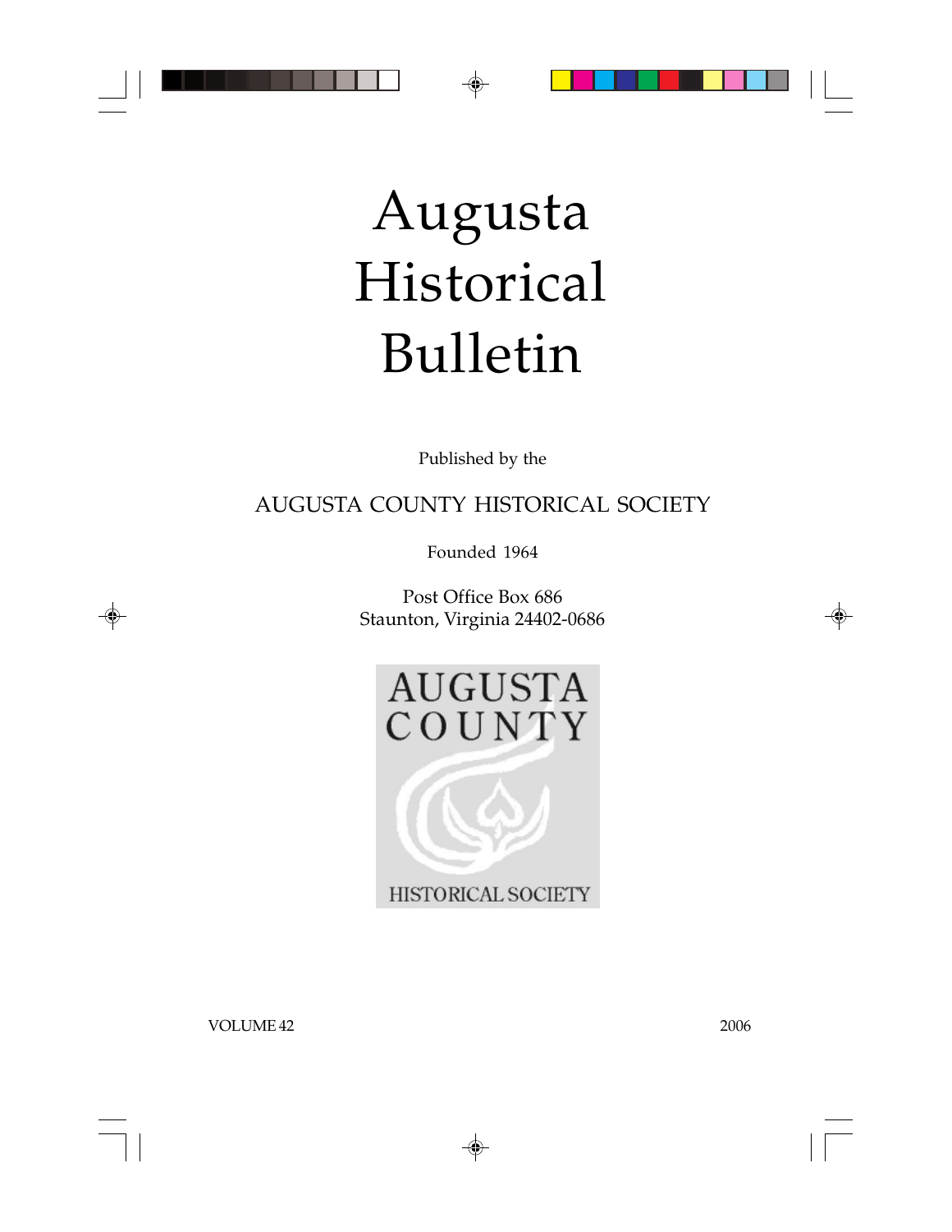# Augusta Historical Bulletin

Published by the

AUGUSTA COUNTY HISTORICAL SOCIETY

Founded 1964

Post Office Box 686
Staunton, Virginia 24402-0686

AUGUSTA COUNTY

HISTORICAL SOCIETY

VOLUME 42 2006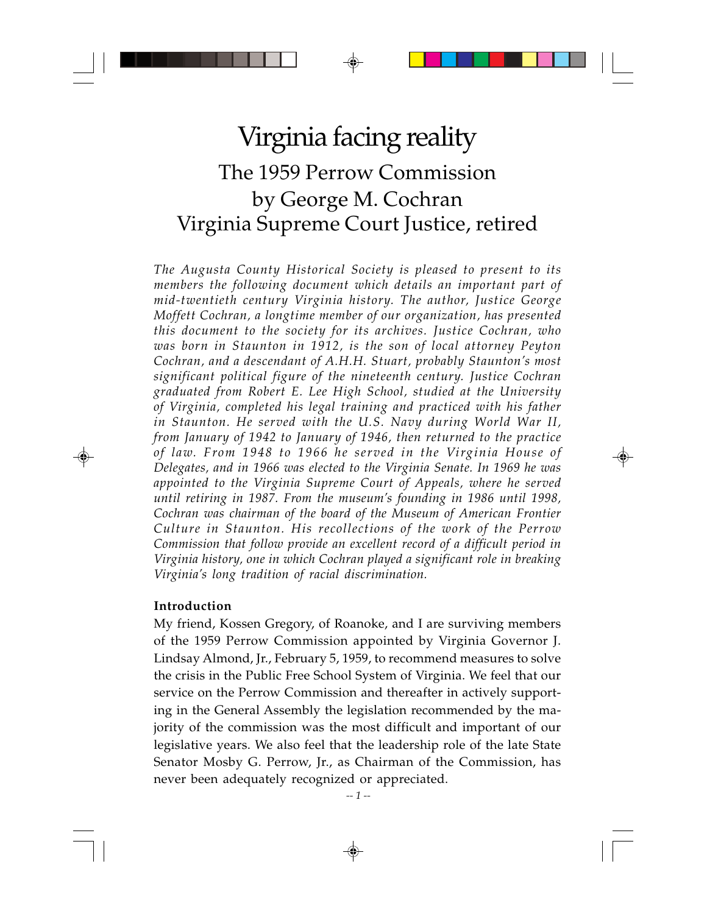# Virginia facing reality

## The 1959 Perrow Commission
## by George M. Cochran
## Virginia Supreme Court Justice, retired

*The Augusta County Historical Society is pleased to present to its members the following document which details an important part of mid-twentieth century Virginia history. The author, Justice George Moffett Cochran, a longtime member of our organization, has presented this document to the society for its archives. Justice Cochran, who was born in Staunton in 1912, is the son of local attorney Peyton Cochran, and a descendant of A.H.H. Stuart, probably Staunton's most significant political figure of the nineteenth century. Justice Cochran graduated from Robert E. Lee High School, studied at the University of Virginia, completed his legal training and practiced with his father in Staunton. He served with the U.S. Navy during World War II, from January of 1942 to January of 1946, then returned to the practice of law. From 1948 to 1966 he served in the Virginia House of Delegates, and in 1966 was elected to the Virginia Senate. In 1969 he was appointed to the Virginia Supreme Court of Appeals, where he served until retiring in 1987. From the museum's founding in 1986 until 1998, Cochran was chairman of the board of the Museum of American Frontier Culture in Staunton. His recollections of the work of the Perrow Commission that follow provide an excellent record of a difficult period in Virginia history, one in which Cochran played a significant role in breaking Virginia's long tradition of racial discrimination.*

**Introduction**

My friend, Kossen Gregory, of Roanoke, and I are surviving members of the 1959 Perrow Commission appointed by Virginia Governor J. Lindsay Almond, Jr., February 5, 1959, to recommend measures to solve the crisis in the Public Free School System of Virginia. We feel that our service on the Perrow Commission and thereafter in actively supporting in the General Assembly the legislation recommended by the majority of the commission was the most difficult and important of our legislative years. We also feel that the leadership role of the late State Senator Mosby G. Perrow, Jr., as Chairman of the Commission, has never been adequately recognized or appreciated.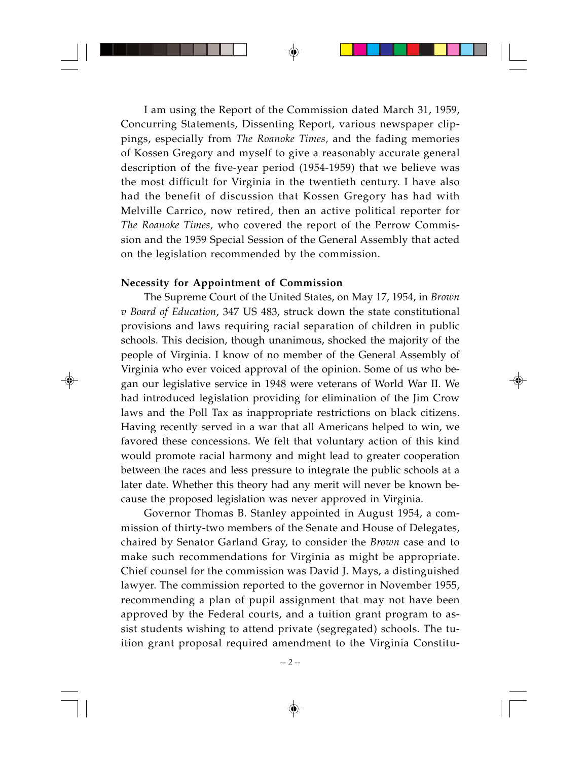I am using the Report of the Commission dated March 31, 1959, Concurring Statements, Dissenting Report, various newspaper clippings, especially from *The Roanoke Times,* and the fading memories of Kossen Gregory and myself to give a reasonably accurate general description of the five-year period (1954-1959) that we believe was the most difficult for Virginia in the twentieth century. I have also had the benefit of discussion that Kossen Gregory has had with Melville Carrico, now retired, then an active political reporter for *The Roanoke Times,* who covered the report of the Perrow Commission and the 1959 Special Session of the General Assembly that acted on the legislation recommended by the commission.

**Necessity for Appointment of Commission**

The Supreme Court of the United States, on May 17, 1954, in *Brown v Board of Education*, 347 US 483, struck down the state constitutional provisions and laws requiring racial separation of children in public schools. This decision, though unanimous, shocked the majority of the people of Virginia. I know of no member of the General Assembly of Virginia who ever voiced approval of the opinion. Some of us who began our legislative service in 1948 were veterans of World War II. We had introduced legislation providing for elimination of the Jim Crow laws and the Poll Tax as inappropriate restrictions on black citizens. Having recently served in a war that all Americans helped to win, we favored these concessions. We felt that voluntary action of this kind would promote racial harmony and might lead to greater cooperation between the races and less pressure to integrate the public schools at a later date. Whether this theory had any merit will never be known because the proposed legislation was never approved in Virginia.

Governor Thomas B. Stanley appointed in August 1954, a commission of thirty-two members of the Senate and House of Delegates, chaired by Senator Garland Gray, to consider the *Brown* case and to make such recommendations for Virginia as might be appropriate. Chief counsel for the commission was David J. Mays, a distinguished lawyer. The commission reported to the governor in November 1955, recommending a plan of pupil assignment that may not have been approved by the Federal courts, and a tuition grant program to assist students wishing to attend private (segregated) schools. The tuition grant proposal required amendment to the Virginia Constitu-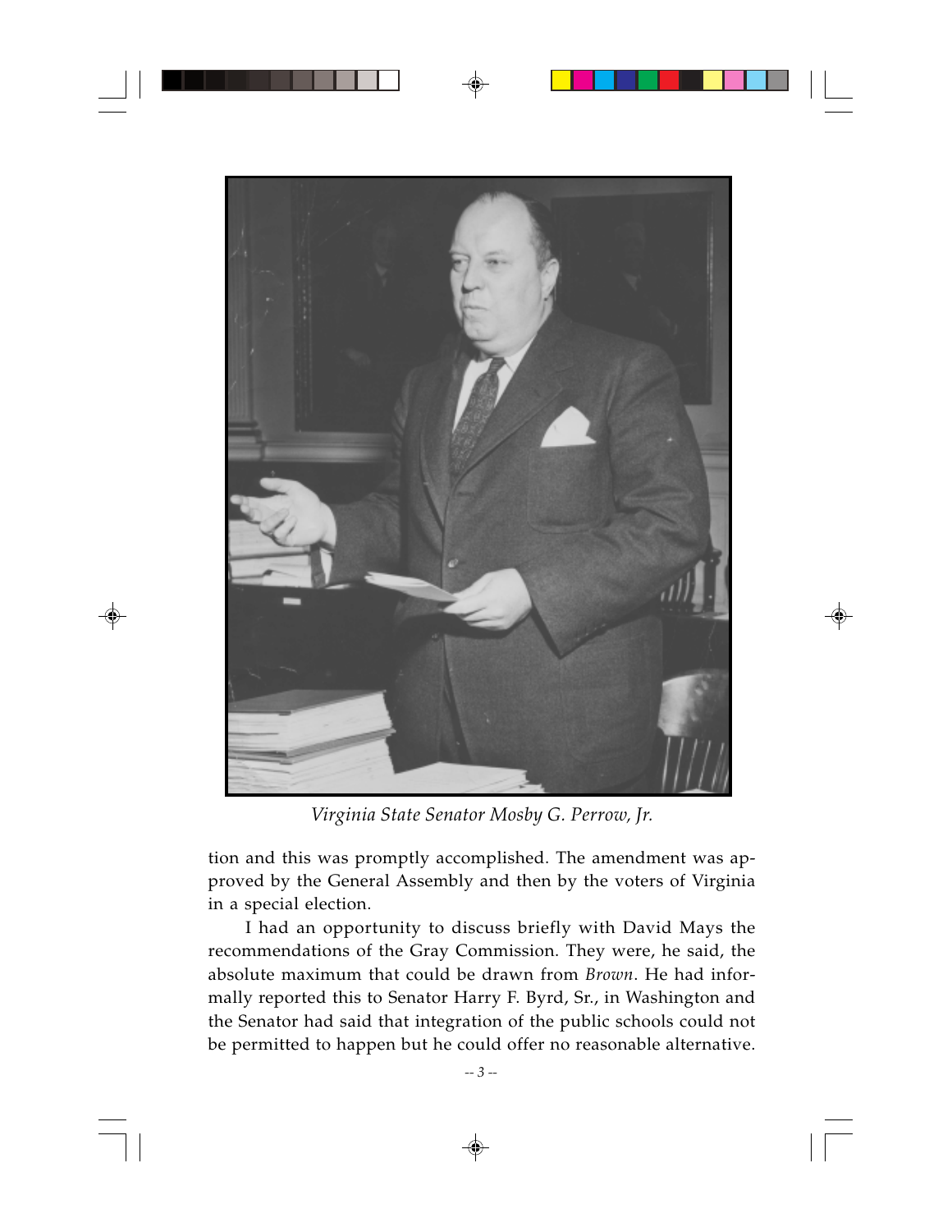*Virginia State Senator Mosby G. Perrow, Jr.*

tion and this was promptly accomplished. The amendment was approved by the General Assembly and then by the voters of Virginia in a special election.

I had an opportunity to discuss briefly with David Mays the recommendations of the Gray Commission. They were, he said, the absolute maximum that could be drawn from *Brown*. He had informally reported this to Senator Harry F. Byrd, Sr., in Washington and the Senator had said that integration of the public schools could not be permitted to happen but he could offer no reasonable alternative.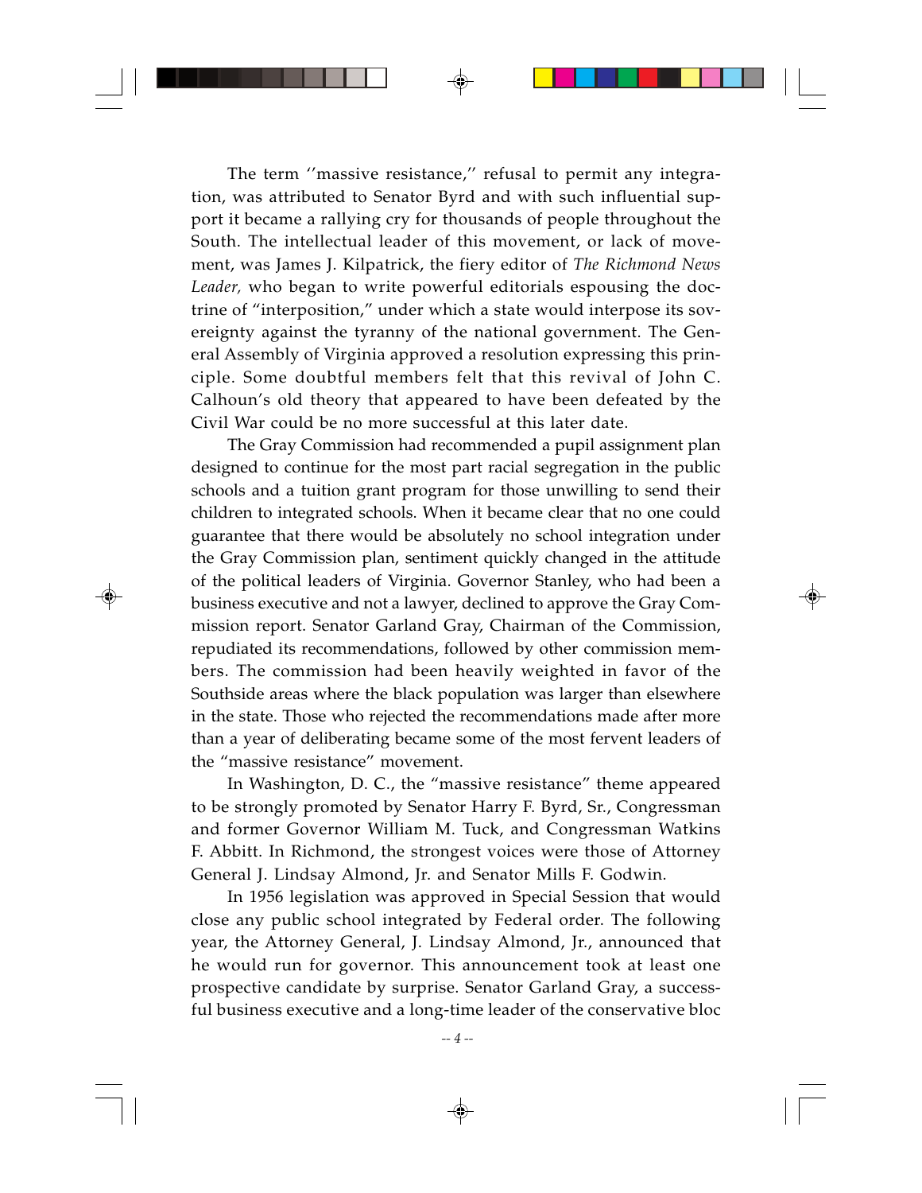The term ''massive resistance,'' refusal to permit any integration, was attributed to Senator Byrd and with such influential support it became a rallying cry for thousands of people throughout the South. The intellectual leader of this movement, or lack of movement, was James J. Kilpatrick, the fiery editor of *The Richmond News Leader,* who began to write powerful editorials espousing the doctrine of "interposition," under which a state would interpose its sovereignty against the tyranny of the national government. The General Assembly of Virginia approved a resolution expressing this principle. Some doubtful members felt that this revival of John C. Calhoun's old theory that appeared to have been defeated by the Civil War could be no more successful at this later date.

The Gray Commission had recommended a pupil assignment plan designed to continue for the most part racial segregation in the public schools and a tuition grant program for those unwilling to send their children to integrated schools. When it became clear that no one could guarantee that there would be absolutely no school integration under the Gray Commission plan, sentiment quickly changed in the attitude of the political leaders of Virginia. Governor Stanley, who had been a business executive and not a lawyer, declined to approve the Gray Commission report. Senator Garland Gray, Chairman of the Commission, repudiated its recommendations, followed by other commission members. The commission had been heavily weighted in favor of the Southside areas where the black population was larger than elsewhere in the state. Those who rejected the recommendations made after more than a year of deliberating became some of the most fervent leaders of the "massive resistance" movement.

In Washington, D. C., the "massive resistance" theme appeared to be strongly promoted by Senator Harry F. Byrd, Sr., Congressman and former Governor William M. Tuck, and Congressman Watkins F. Abbitt. In Richmond, the strongest voices were those of Attorney General J. Lindsay Almond, Jr. and Senator Mills F. Godwin.

In 1956 legislation was approved in Special Session that would close any public school integrated by Federal order. The following year, the Attorney General, J. Lindsay Almond, Jr., announced that he would run for governor. This announcement took at least one prospective candidate by surprise. Senator Garland Gray, a successful business executive and a long-time leader of the conservative bloc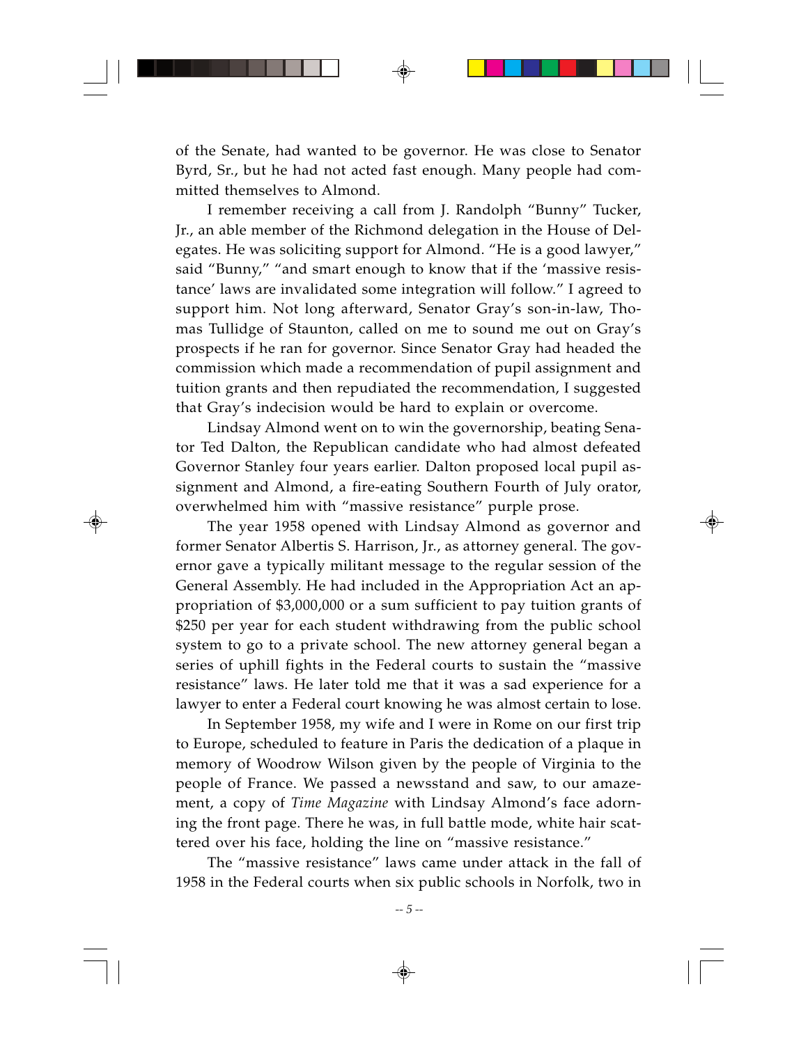of the Senate, had wanted to be governor. He was close to Senator Byrd, Sr., but he had not acted fast enough. Many people had committed themselves to Almond.

I remember receiving a call from J. Randolph "Bunny" Tucker, Jr., an able member of the Richmond delegation in the House of Delegates. He was soliciting support for Almond. "He is a good lawyer," said "Bunny," "and smart enough to know that if the 'massive resistance' laws are invalidated some integration will follow." I agreed to support him. Not long afterward, Senator Gray's son-in-law, Thomas Tullidge of Staunton, called on me to sound me out on Gray's prospects if he ran for governor. Since Senator Gray had headed the commission which made a recommendation of pupil assignment and tuition grants and then repudiated the recommendation, I suggested that Gray's indecision would be hard to explain or overcome.

Lindsay Almond went on to win the governorship, beating Senator Ted Dalton, the Republican candidate who had almost defeated Governor Stanley four years earlier. Dalton proposed local pupil assignment and Almond, a fire-eating Southern Fourth of July orator, overwhelmed him with "massive resistance" purple prose.

The year 1958 opened with Lindsay Almond as governor and former Senator Albertis S. Harrison, Jr., as attorney general. The governor gave a typically militant message to the regular session of the General Assembly. He had included in the Appropriation Act an appropriation of $3,000,000 or a sum sufficient to pay tuition grants of $250 per year for each student withdrawing from the public school system to go to a private school. The new attorney general began a series of uphill fights in the Federal courts to sustain the "massive resistance" laws. He later told me that it was a sad experience for a lawyer to enter a Federal court knowing he was almost certain to lose.

In September 1958, my wife and I were in Rome on our first trip to Europe, scheduled to feature in Paris the dedication of a plaque in memory of Woodrow Wilson given by the people of Virginia to the people of France. We passed a newsstand and saw, to our amazement, a copy of *Time Magazine* with Lindsay Almond's face adorning the front page. There he was, in full battle mode, white hair scattered over his face, holding the line on "massive resistance."

The "massive resistance" laws came under attack in the fall of 1958 in the Federal courts when six public schools in Norfolk, two in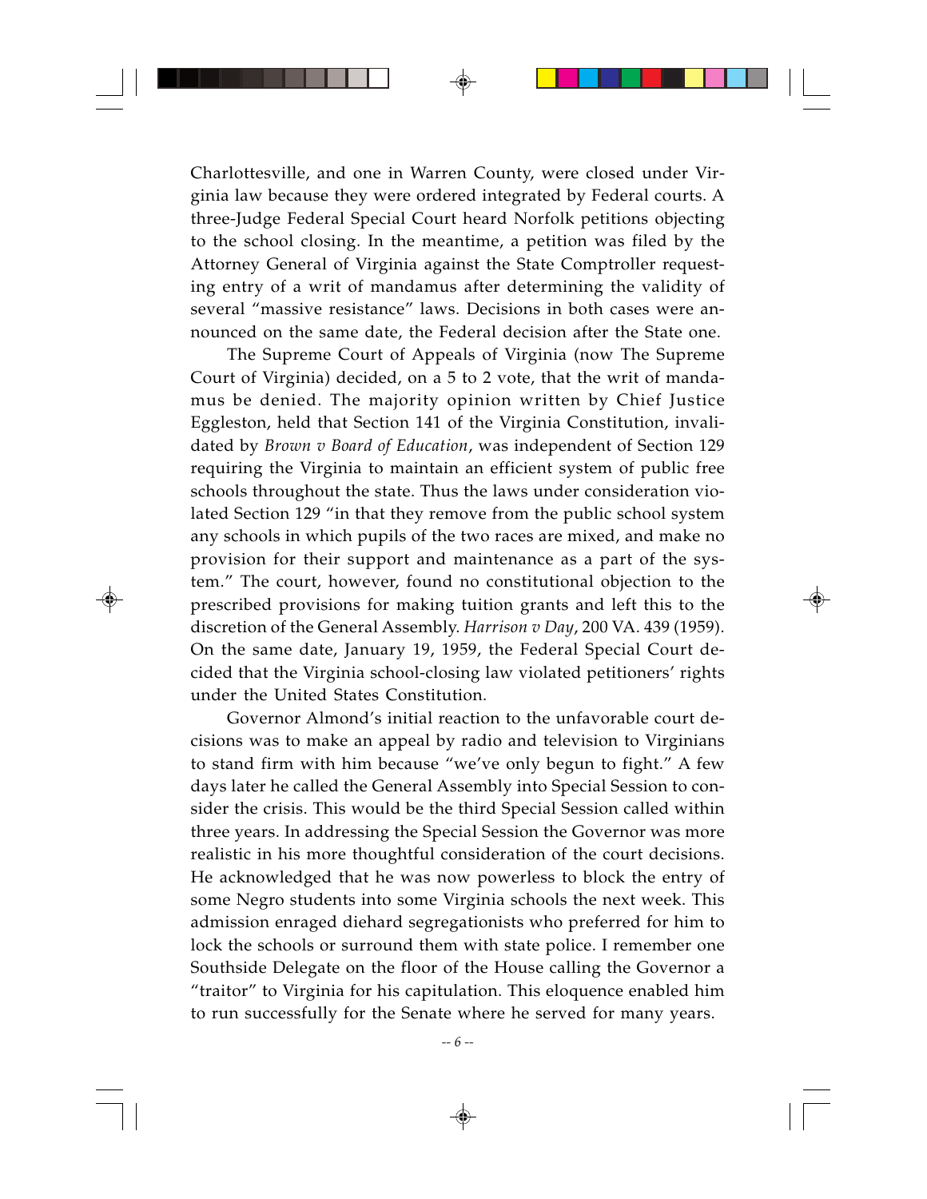Charlottesville, and one in Warren County, were closed under Virginia law because they were ordered integrated by Federal courts. A three-Judge Federal Special Court heard Norfolk petitions objecting to the school closing. In the meantime, a petition was filed by the Attorney General of Virginia against the State Comptroller requesting entry of a writ of mandamus after determining the validity of several "massive resistance" laws. Decisions in both cases were announced on the same date, the Federal decision after the State one.

The Supreme Court of Appeals of Virginia (now The Supreme Court of Virginia) decided, on a 5 to 2 vote, that the writ of mandamus be denied. The majority opinion written by Chief Justice Eggleston, held that Section 141 of the Virginia Constitution, invalidated by *Brown v Board of Education*, was independent of Section 129 requiring the Virginia to maintain an efficient system of public free schools throughout the state. Thus the laws under consideration violated Section 129 "in that they remove from the public school system any schools in which pupils of the two races are mixed, and make no provision for their support and maintenance as a part of the system." The court, however, found no constitutional objection to the prescribed provisions for making tuition grants and left this to the discretion of the General Assembly. *Harrison v Day*, 200 VA. 439 (1959). On the same date, January 19, 1959, the Federal Special Court decided that the Virginia school-closing law violated petitioners' rights under the United States Constitution.

Governor Almond's initial reaction to the unfavorable court decisions was to make an appeal by radio and television to Virginians to stand firm with him because "we've only begun to fight." A few days later he called the General Assembly into Special Session to consider the crisis. This would be the third Special Session called within three years. In addressing the Special Session the Governor was more realistic in his more thoughtful consideration of the court decisions. He acknowledged that he was now powerless to block the entry of some Negro students into some Virginia schools the next week. This admission enraged diehard segregationists who preferred for him to lock the schools or surround them with state police. I remember one Southside Delegate on the floor of the House calling the Governor a "traitor" to Virginia for his capitulation. This eloquence enabled him to run successfully for the Senate where he served for many years.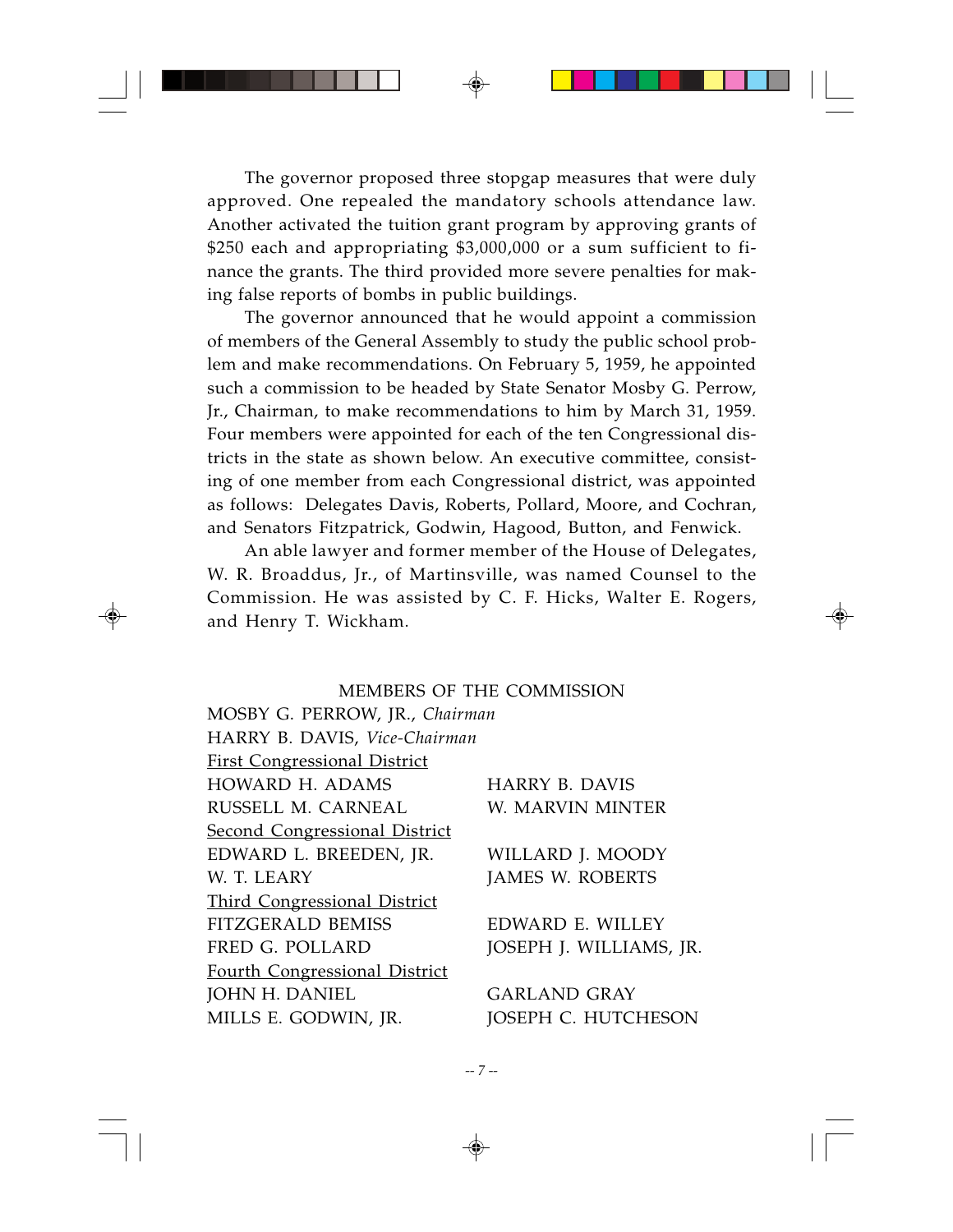The governor proposed three stopgap measures that were duly approved. One repealed the mandatory schools attendance law. Another activated the tuition grant program by approving grants of $250 each and appropriating $3,000,000 or a sum sufficient to finance the grants. The third provided more severe penalties for making false reports of bombs in public buildings.

The governor announced that he would appoint a commission of members of the General Assembly to study the public school problem and make recommendations. On February 5, 1959, he appointed such a commission to be headed by State Senator Mosby G. Perrow, Jr., Chairman, to make recommendations to him by March 31, 1959. Four members were appointed for each of the ten Congressional districts in the state as shown below. An executive committee, consisting of one member from each Congressional district, was appointed as follows: Delegates Davis, Roberts, Pollard, Moore, and Cochran, and Senators Fitzpatrick, Godwin, Hagood, Button, and Fenwick.

An able lawyer and former member of the House of Delegates, W. R. Broaddus, Jr., of Martinsville, was named Counsel to the Commission. He was assisted by C. F. Hicks, Walter E. Rogers, and Henry T. Wickham.

MEMBERS OF THE COMMISSION

MOSBY G. PERROW, JR., *Chairman*

HARRY B. DAVIS, *Vice-Chairman*

First Congressional District

| | |
|---|---|
| HOWARD H. ADAMS | HARRY B. DAVIS |
| RUSSELL M. CARNEAL | W. MARVIN MINTER |

Second Congressional District

| | |
|---|---|
| EDWARD L. BREEDEN, JR. | WILLARD J. MOODY |
| W. T. LEARY | JAMES W. ROBERTS |

Third Congressional District

| | |
|---|---|
| FITZGERALD BEMISS | EDWARD E. WILLEY |
| FRED G. POLLARD | JOSEPH J. WILLIAMS, JR. |

Fourth Congressional District

| | |
|---|---|
| JOHN H. DANIEL | GARLAND GRAY |
| MILLS E. GODWIN, JR. | JOSEPH C. HUTCHESON |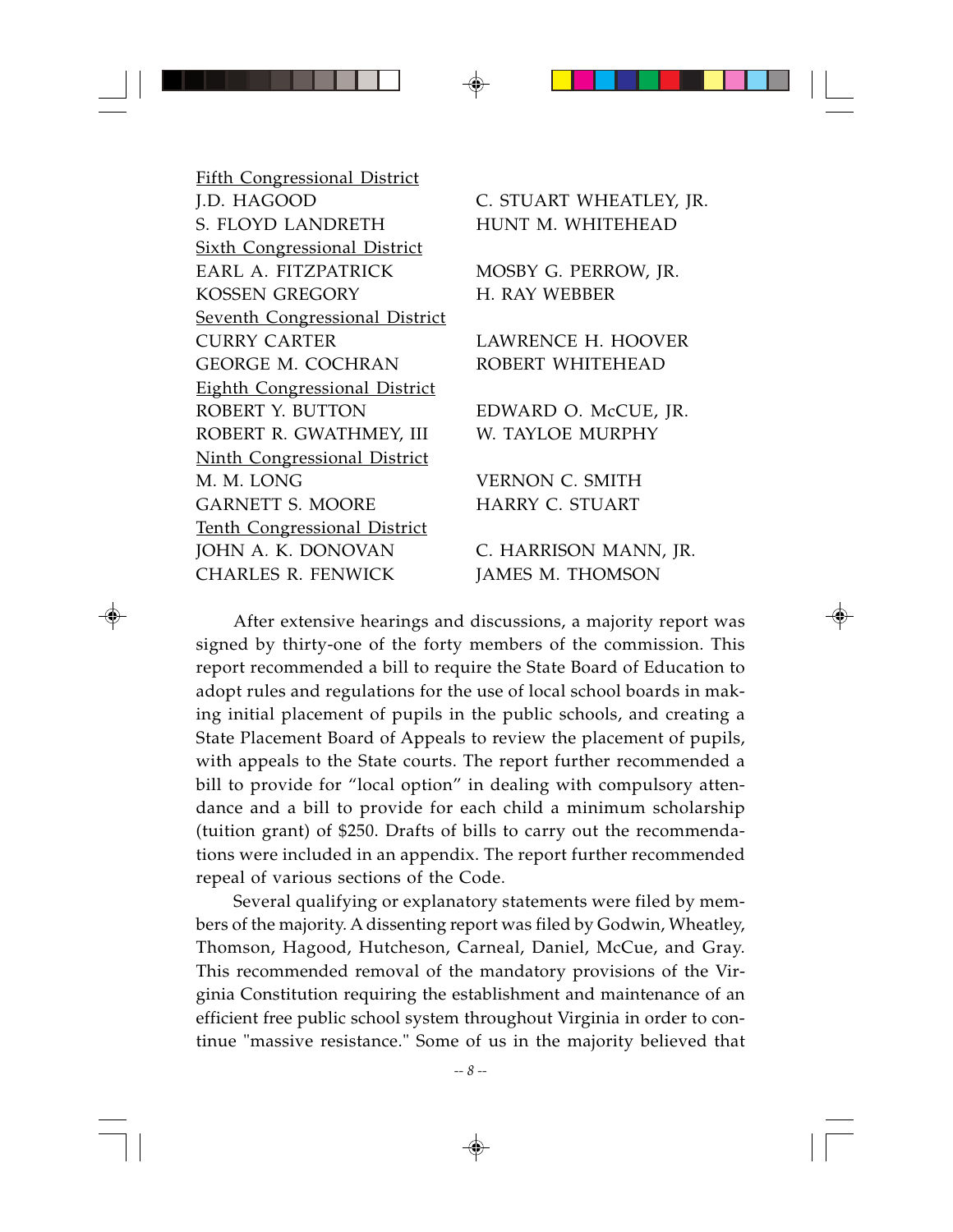<u>Fifth Congressional District</u>

| | |
|---|---|
| J.D. HAGOOD | C. STUART WHEATLEY, JR. |
| S. FLOYD LANDRETH | HUNT M. WHITEHEAD |

<u>Sixth Congressional District</u>

| | |
|---|---|
| EARL A. FITZPATRICK | MOSBY G. PERROW, JR. |
| KOSSEN GREGORY | H. RAY WEBBER |

<u>Seventh Congressional District</u>

| | |
|---|---|
| CURRY CARTER | LAWRENCE H. HOOVER |
| GEORGE M. COCHRAN | ROBERT WHITEHEAD |

<u>Eighth Congressional District</u>

| | |
|---|---|
| ROBERT Y. BUTTON | EDWARD O. McCUE, JR. |
| ROBERT R. GWATHMEY, III | W. TAYLOE MURPHY |

<u>Ninth Congressional District</u>

| | |
|---|---|
| M. M. LONG | VERNON C. SMITH |
| GARNETT S. MOORE | HARRY C. STUART |

<u>Tenth Congressional District</u>

| | |
|---|---|
| JOHN A. K. DONOVAN | C. HARRISON MANN, JR. |
| CHARLES R. FENWICK | JAMES M. THOMSON |

After extensive hearings and discussions, a majority report was signed by thirty-one of the forty members of the commission. This report recommended a bill to require the State Board of Education to adopt rules and regulations for the use of local school boards in making initial placement of pupils in the public schools, and creating a State Placement Board of Appeals to review the placement of pupils, with appeals to the State courts. The report further recommended a bill to provide for "local option" in dealing with compulsory attendance and a bill to provide for each child a minimum scholarship (tuition grant) of $250. Drafts of bills to carry out the recommendations were included in an appendix. The report further recommended repeal of various sections of the Code.

Several qualifying or explanatory statements were filed by members of the majority. A dissenting report was filed by Godwin, Wheatley, Thomson, Hagood, Hutcheson, Carneal, Daniel, McCue, and Gray. This recommended removal of the mandatory provisions of the Virginia Constitution requiring the establishment and maintenance of an efficient free public school system throughout Virginia in order to continue "massive resistance." Some of us in the majority believed that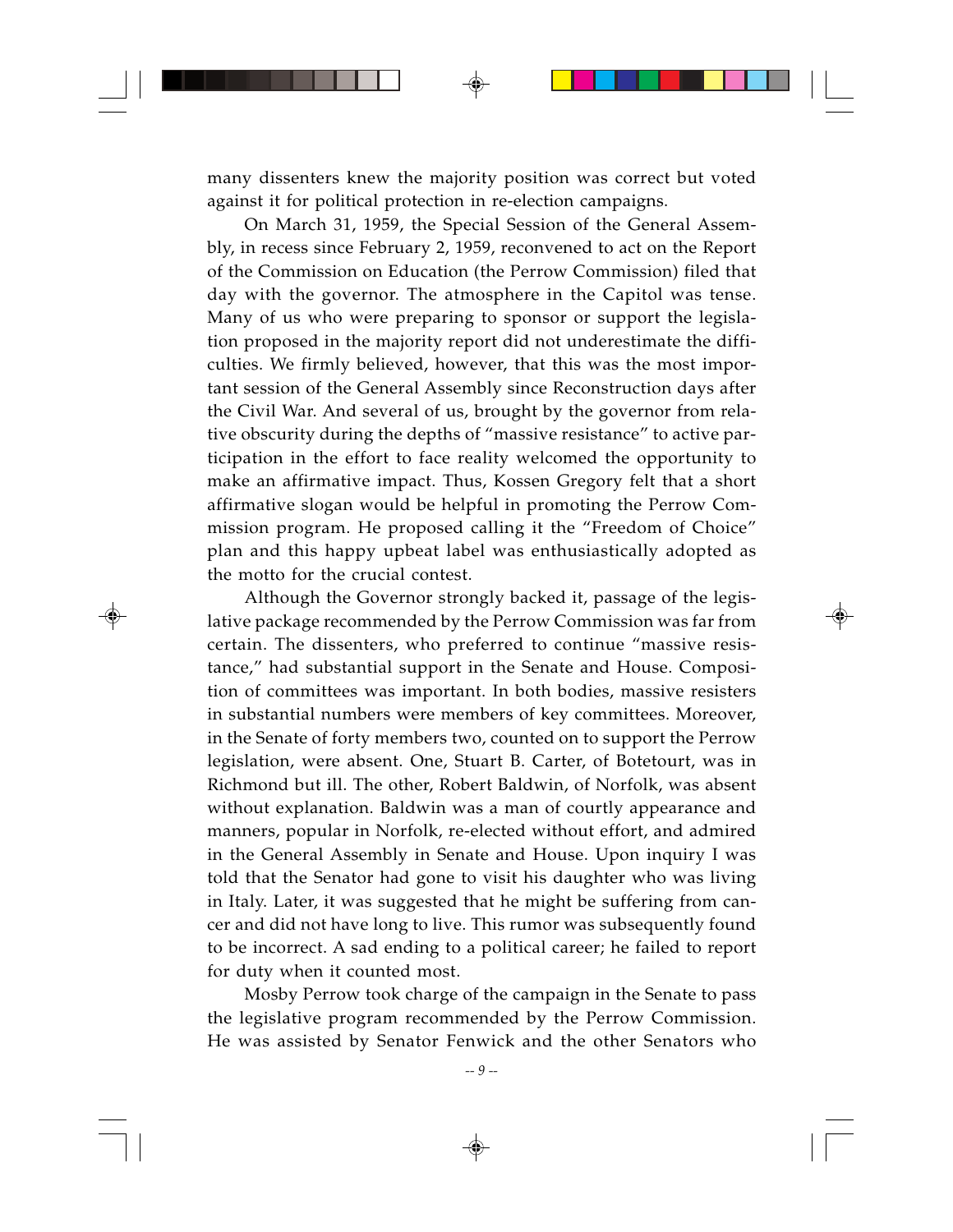many dissenters knew the majority position was correct but voted against it for political protection in re-election campaigns.

On March 31, 1959, the Special Session of the General Assembly, in recess since February 2, 1959, reconvened to act on the Report of the Commission on Education (the Perrow Commission) filed that day with the governor. The atmosphere in the Capitol was tense. Many of us who were preparing to sponsor or support the legislation proposed in the majority report did not underestimate the difficulties. We firmly believed, however, that this was the most important session of the General Assembly since Reconstruction days after the Civil War. And several of us, brought by the governor from relative obscurity during the depths of "massive resistance" to active participation in the effort to face reality welcomed the opportunity to make an affirmative impact. Thus, Kossen Gregory felt that a short affirmative slogan would be helpful in promoting the Perrow Commission program. He proposed calling it the "Freedom of Choice" plan and this happy upbeat label was enthusiastically adopted as the motto for the crucial contest.

Although the Governor strongly backed it, passage of the legislative package recommended by the Perrow Commission was far from certain. The dissenters, who preferred to continue "massive resistance," had substantial support in the Senate and House. Composition of committees was important. In both bodies, massive resisters in substantial numbers were members of key committees. Moreover, in the Senate of forty members two, counted on to support the Perrow legislation, were absent. One, Stuart B. Carter, of Botetourt, was in Richmond but ill. The other, Robert Baldwin, of Norfolk, was absent without explanation. Baldwin was a man of courtly appearance and manners, popular in Norfolk, re-elected without effort, and admired in the General Assembly in Senate and House. Upon inquiry I was told that the Senator had gone to visit his daughter who was living in Italy. Later, it was suggested that he might be suffering from cancer and did not have long to live. This rumor was subsequently found to be incorrect. A sad ending to a political career; he failed to report for duty when it counted most.

Mosby Perrow took charge of the campaign in the Senate to pass the legislative program recommended by the Perrow Commission. He was assisted by Senator Fenwick and the other Senators who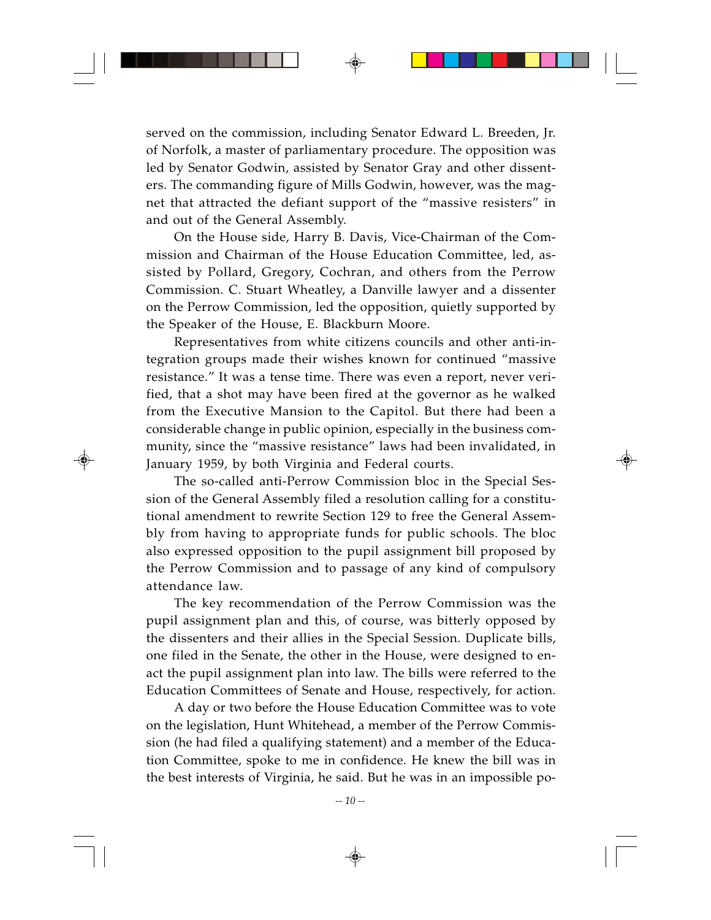served on the commission, including Senator Edward L. Breeden, Jr. of Norfolk, a master of parliamentary procedure. The opposition was led by Senator Godwin, assisted by Senator Gray and other dissenters. The commanding figure of Mills Godwin, however, was the magnet that attracted the defiant support of the "massive resisters" in and out of the General Assembly.

On the House side, Harry B. Davis, Vice-Chairman of the Commission and Chairman of the House Education Committee, led, assisted by Pollard, Gregory, Cochran, and others from the Perrow Commission. C. Stuart Wheatley, a Danville lawyer and a dissenter on the Perrow Commission, led the opposition, quietly supported by the Speaker of the House, E. Blackburn Moore.

Representatives from white citizens councils and other anti-integration groups made their wishes known for continued "massive resistance." It was a tense time. There was even a report, never verified, that a shot may have been fired at the governor as he walked from the Executive Mansion to the Capitol. But there had been a considerable change in public opinion, especially in the business community, since the "massive resistance" laws had been invalidated, in January 1959, by both Virginia and Federal courts.

The so-called anti-Perrow Commission bloc in the Special Session of the General Assembly filed a resolution calling for a constitutional amendment to rewrite Section 129 to free the General Assembly from having to appropriate funds for public schools. The bloc also expressed opposition to the pupil assignment bill proposed by the Perrow Commission and to passage of any kind of compulsory attendance law.

The key recommendation of the Perrow Commission was the pupil assignment plan and this, of course, was bitterly opposed by the dissenters and their allies in the Special Session. Duplicate bills, one filed in the Senate, the other in the House, were designed to enact the pupil assignment plan into law. The bills were referred to the Education Committees of Senate and House, respectively, for action.

A day or two before the House Education Committee was to vote on the legislation, Hunt Whitehead, a member of the Perrow Commission (he had filed a qualifying statement) and a member of the Education Committee, spoke to me in confidence. He knew the bill was in the best interests of Virginia, he said. But he was in an impossible po-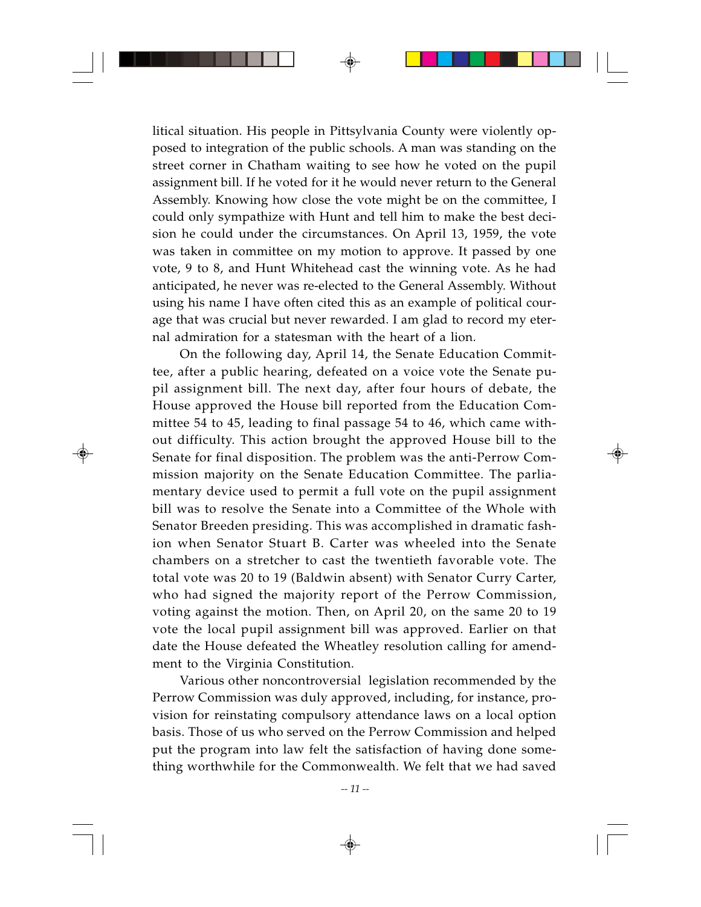litical situation. His people in Pittsylvania County were violently opposed to integration of the public schools. A man was standing on the street corner in Chatham waiting to see how he voted on the pupil assignment bill. If he voted for it he would never return to the General Assembly. Knowing how close the vote might be on the committee, I could only sympathize with Hunt and tell him to make the best decision he could under the circumstances. On April 13, 1959, the vote was taken in committee on my motion to approve. It passed by one vote, 9 to 8, and Hunt Whitehead cast the winning vote. As he had anticipated, he never was re-elected to the General Assembly. Without using his name I have often cited this as an example of political courage that was crucial but never rewarded. I am glad to record my eternal admiration for a statesman with the heart of a lion.

On the following day, April 14, the Senate Education Committee, after a public hearing, defeated on a voice vote the Senate pupil assignment bill. The next day, after four hours of debate, the House approved the House bill reported from the Education Committee 54 to 45, leading to final passage 54 to 46, which came without difficulty. This action brought the approved House bill to the Senate for final disposition. The problem was the anti-Perrow Commission majority on the Senate Education Committee. The parliamentary device used to permit a full vote on the pupil assignment bill was to resolve the Senate into a Committee of the Whole with Senator Breeden presiding. This was accomplished in dramatic fashion when Senator Stuart B. Carter was wheeled into the Senate chambers on a stretcher to cast the twentieth favorable vote. The total vote was 20 to 19 (Baldwin absent) with Senator Curry Carter, who had signed the majority report of the Perrow Commission, voting against the motion. Then, on April 20, on the same 20 to 19 vote the local pupil assignment bill was approved. Earlier on that date the House defeated the Wheatley resolution calling for amendment to the Virginia Constitution.

Various other noncontroversial legislation recommended by the Perrow Commission was duly approved, including, for instance, provision for reinstating compulsory attendance laws on a local option basis. Those of us who served on the Perrow Commission and helped put the program into law felt the satisfaction of having done something worthwhile for the Commonwealth. We felt that we had saved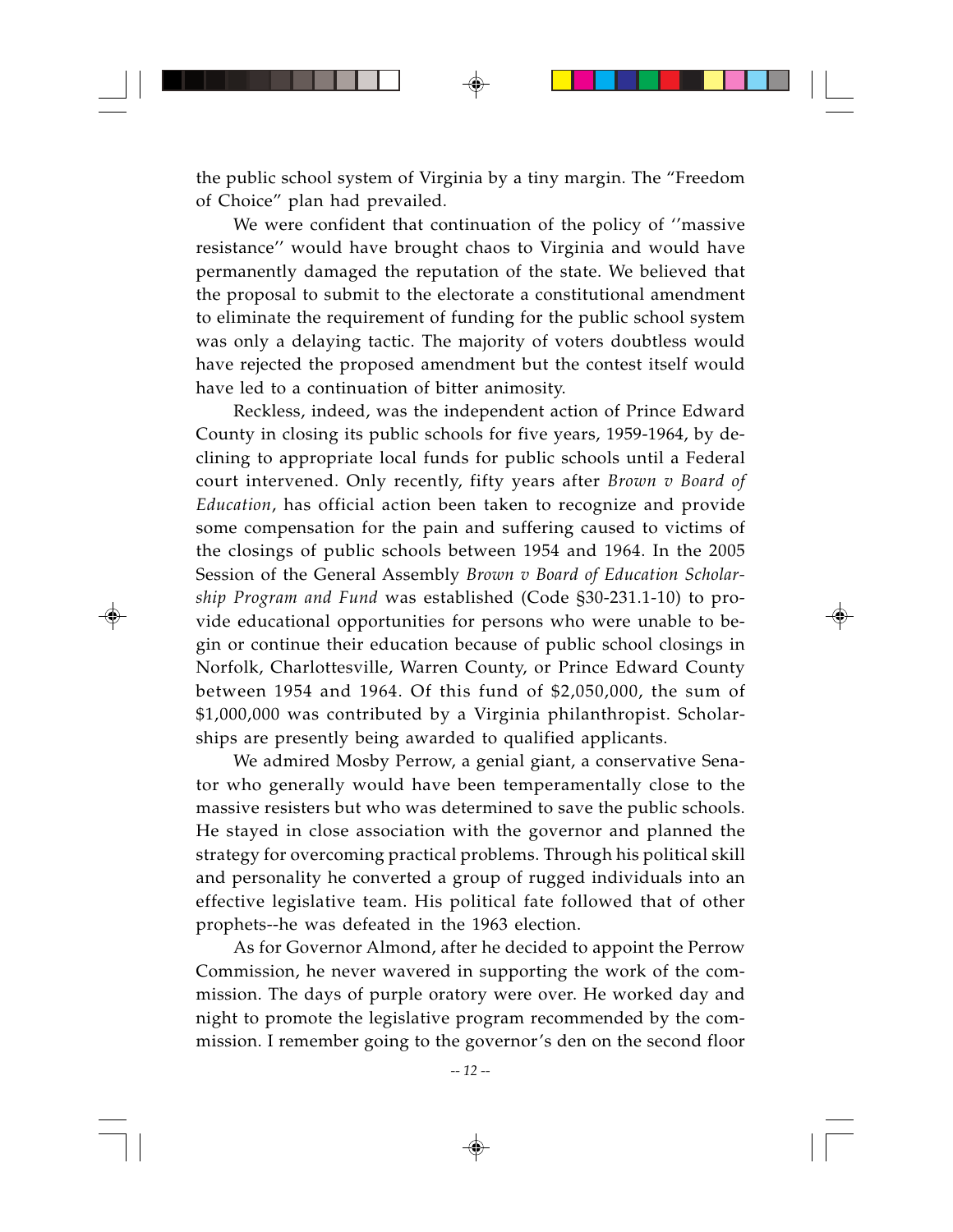the public school system of Virginia by a tiny margin. The "Freedom of Choice" plan had prevailed.

We were confident that continuation of the policy of ''massive resistance'' would have brought chaos to Virginia and would have permanently damaged the reputation of the state. We believed that the proposal to submit to the electorate a constitutional amendment to eliminate the requirement of funding for the public school system was only a delaying tactic. The majority of voters doubtless would have rejected the proposed amendment but the contest itself would have led to a continuation of bitter animosity.

Reckless, indeed, was the independent action of Prince Edward County in closing its public schools for five years, 1959-1964, by declining to appropriate local funds for public schools until a Federal court intervened. Only recently, fifty years after *Brown v Board of Education*, has official action been taken to recognize and provide some compensation for the pain and suffering caused to victims of the closings of public schools between 1954 and 1964. In the 2005 Session of the General Assembly *Brown v Board of Education Scholarship Program and Fund* was established (Code §30-231.1-10) to provide educational opportunities for persons who were unable to begin or continue their education because of public school closings in Norfolk, Charlottesville, Warren County, or Prince Edward County between 1954 and 1964. Of this fund of $2,050,000, the sum of $1,000,000 was contributed by a Virginia philanthropist. Scholarships are presently being awarded to qualified applicants.

We admired Mosby Perrow, a genial giant, a conservative Senator who generally would have been temperamentally close to the massive resisters but who was determined to save the public schools. He stayed in close association with the governor and planned the strategy for overcoming practical problems. Through his political skill and personality he converted a group of rugged individuals into an effective legislative team. His political fate followed that of other prophets--he was defeated in the 1963 election.

As for Governor Almond, after he decided to appoint the Perrow Commission, he never wavered in supporting the work of the commission. The days of purple oratory were over. He worked day and night to promote the legislative program recommended by the commission. I remember going to the governor's den on the second floor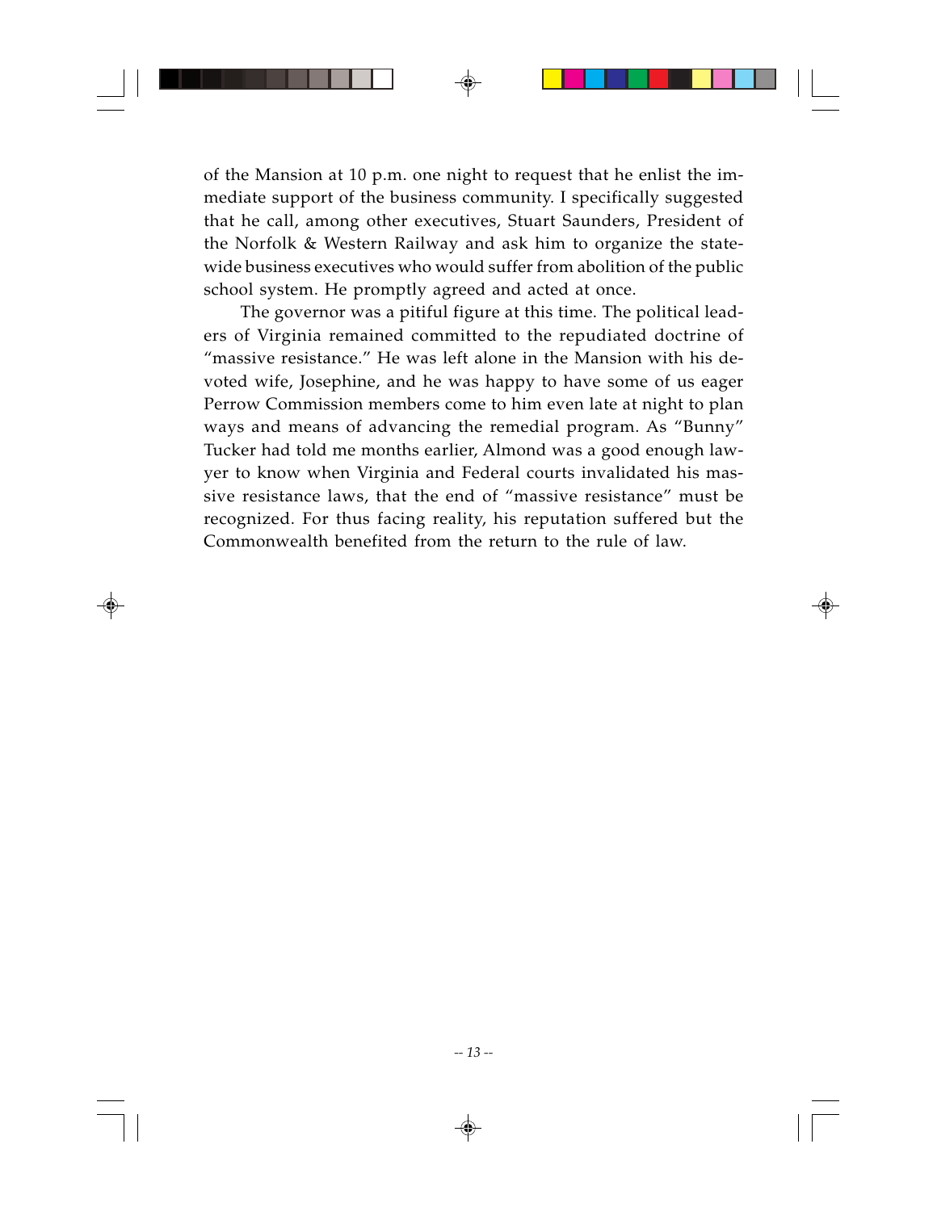of the Mansion at 10 p.m. one night to request that he enlist the immediate support of the business community. I specifically suggested that he call, among other executives, Stuart Saunders, President of the Norfolk & Western Railway and ask him to organize the statewide business executives who would suffer from abolition of the public school system. He promptly agreed and acted at once.

The governor was a pitiful figure at this time. The political leaders of Virginia remained committed to the repudiated doctrine of "massive resistance." He was left alone in the Mansion with his devoted wife, Josephine, and he was happy to have some of us eager Perrow Commission members come to him even late at night to plan ways and means of advancing the remedial program. As "Bunny" Tucker had told me months earlier, Almond was a good enough lawyer to know when Virginia and Federal courts invalidated his massive resistance laws, that the end of "massive resistance" must be recognized. For thus facing reality, his reputation suffered but the Commonwealth benefited from the return to the rule of law.